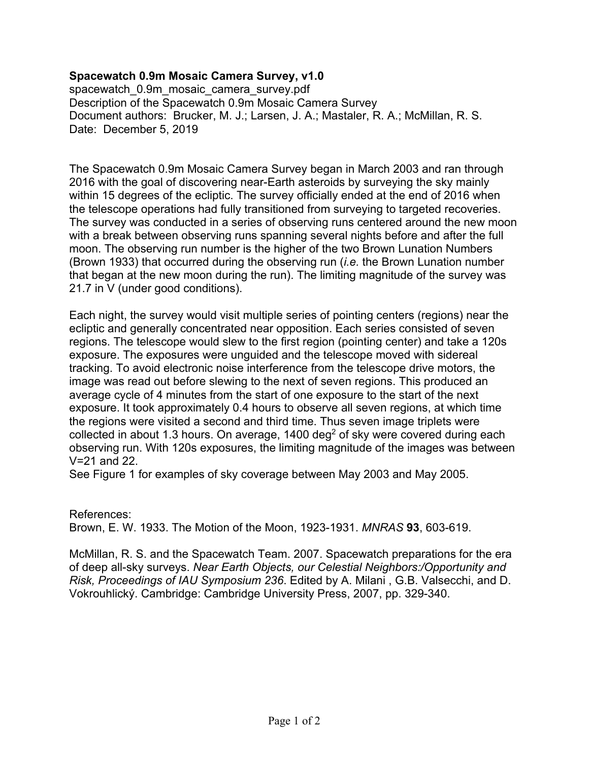**Spacewatch 0.9m Mosaic Camera Survey, v1.0**
spacewatch_0.9m_mosaic_camera_survey.pdf
Description of the Spacewatch 0.9m Mosaic Camera Survey
Document authors: Brucker, M. J.; Larsen, J. A.; Mastaler, R. A.; McMillan, R. S.
Date: December 5, 2019

The Spacewatch 0.9m Mosaic Camera Survey began in March 2003 and ran through 2016 with the goal of discovering near-Earth asteroids by surveying the sky mainly within 15 degrees of the ecliptic. The survey officially ended at the end of 2016 when the telescope operations had fully transitioned from surveying to targeted recoveries. The survey was conducted in a series of observing runs centered around the new moon with a break between observing runs spanning several nights before and after the full moon. The observing run number is the higher of the two Brown Lunation Numbers (Brown 1933) that occurred during the observing run (*i.e.* the Brown Lunation number that began at the new moon during the run). The limiting magnitude of the survey was 21.7 in V (under good conditions).

Each night, the survey would visit multiple series of pointing centers (regions) near the ecliptic and generally concentrated near opposition. Each series consisted of seven regions. The telescope would slew to the first region (pointing center) and take a 120s exposure. The exposures were unguided and the telescope moved with sidereal tracking. To avoid electronic noise interference from the telescope drive motors, the image was read out before slewing to the next of seven regions. This produced an average cycle of 4 minutes from the start of one exposure to the start of the next exposure. It took approximately 0.4 hours to observe all seven regions, at which time the regions were visited a second and third time. Thus seven image triplets were collected in about 1.3 hours. On average, 1400 $deg^2$ of sky were covered during each observing run. With 120s exposures, the limiting magnitude of the images was between V=21 and 22.
See Figure 1 for examples of sky coverage between May 2003 and May 2005.

References:
Brown, E. W. 1933. The Motion of the Moon, 1923-1931. *MNRAS* **93**, 603-619.

McMillan, R. S. and the Spacewatch Team. 2007. Spacewatch preparations for the era of deep all-sky surveys. *Near Earth Objects, our Celestial Neighbors:/Opportunity and Risk, Proceedings of IAU Symposium 236*. Edited by A. Milani , G.B. Valsecchi, and D. Vokrouhlický. Cambridge: Cambridge University Press, 2007, pp. 329-340.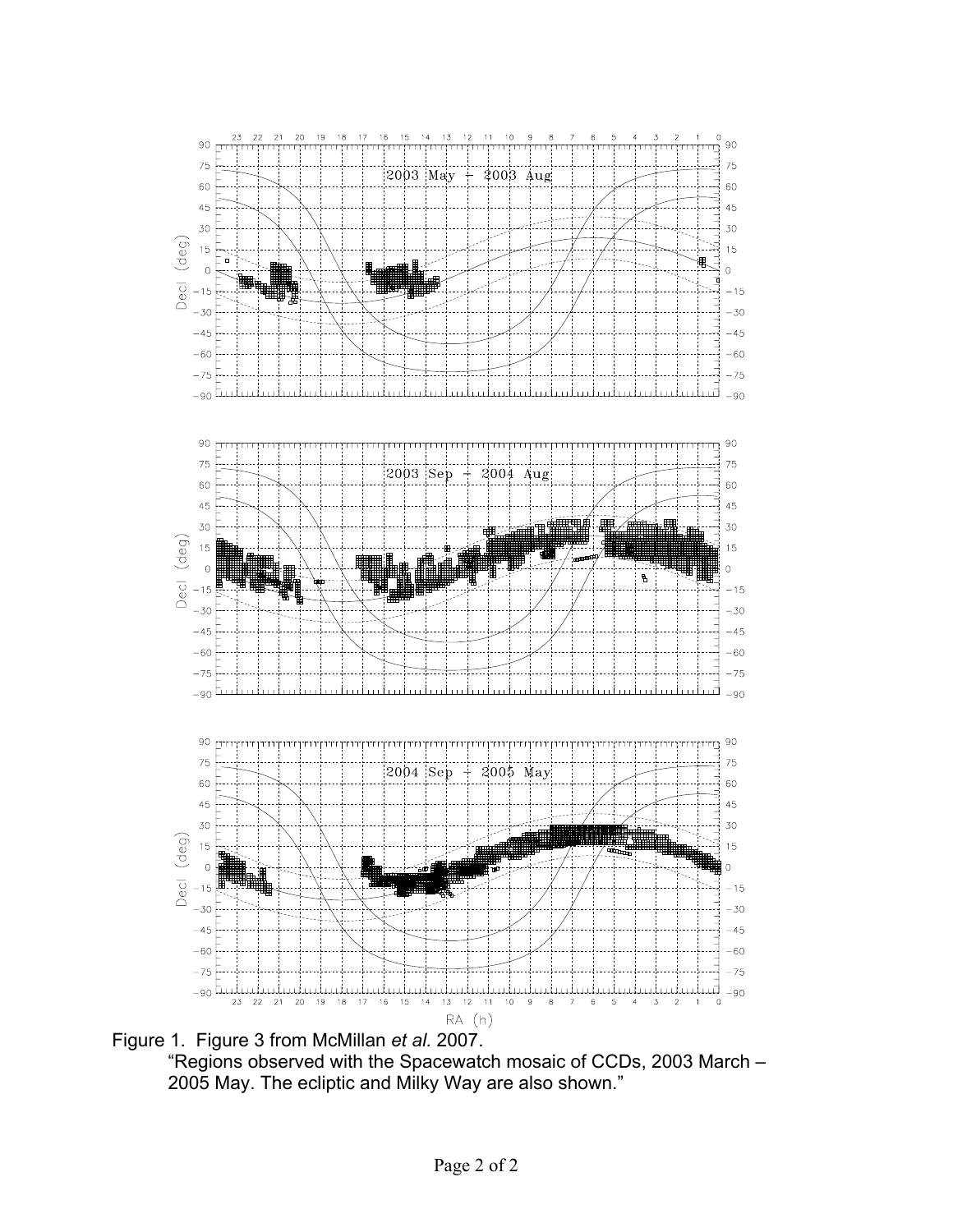2003 May – 2003 Aug

2003 Sep – 2004 Aug

2004 Sep – 2005 May

Decl (deg)

RA (h)

90 75 60 45 30 15 0 −15 −30 −45 −60 −75 −90

23 22 21 20 19 18 17 16 15 14 13 12 11 10 9 8 7 6 5 4 3 2 1 0

Figure 1. Figure 3 from McMillan *et al.* 2007.
"Regions observed with the Spacewatch mosaic of CCDs, 2003 March – 2005 May. The ecliptic and Milky Way are also shown."